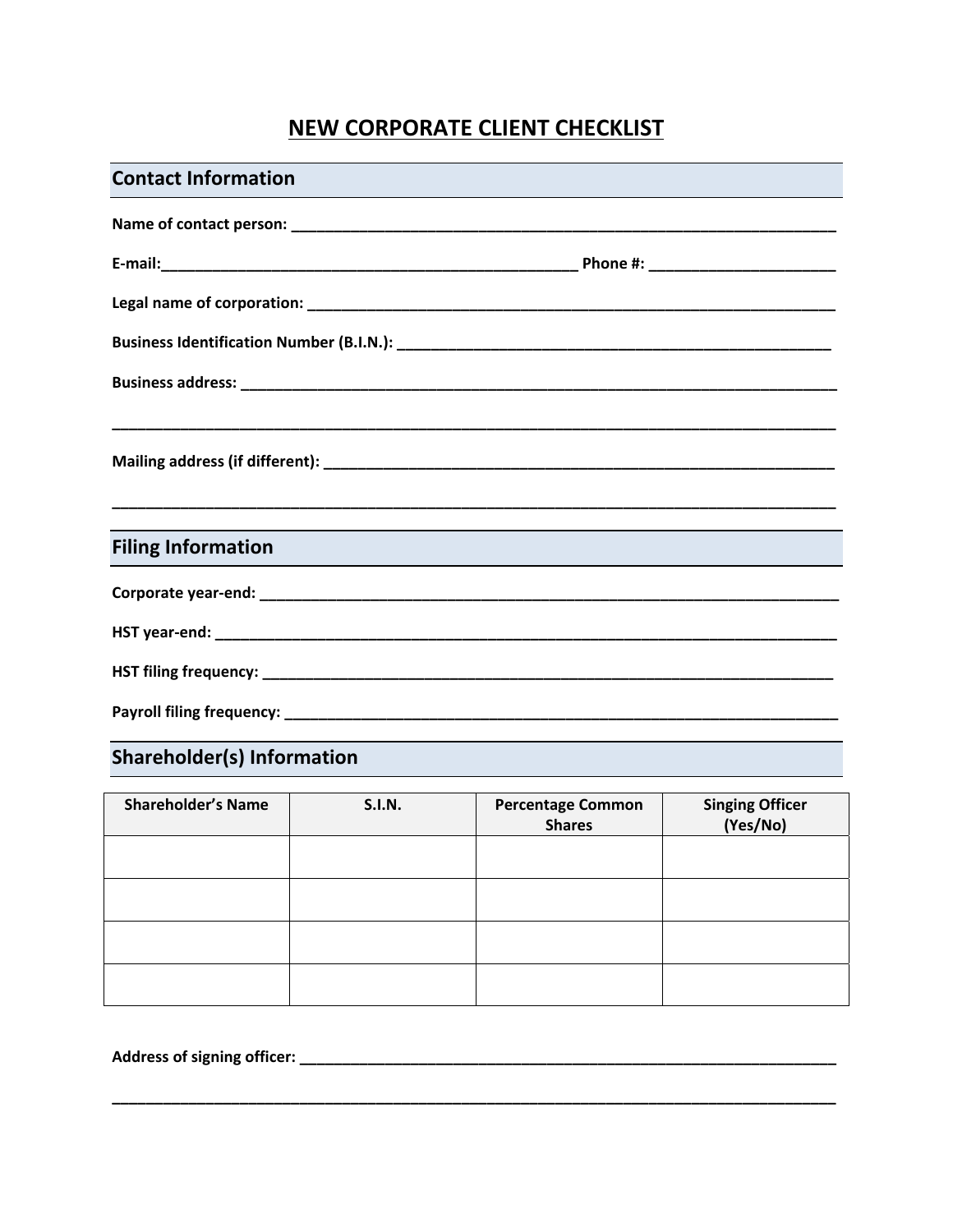# NEW CORPORATE CLIENT CHECKLIST

## Contact Information

**Name of contact person:** ______________________________________________________________________

**E-mail:**_____________________________________________________ **Phone #:** _______________________

**Legal name of corporation:** ____________________________________________________________________

**Business Identification Number (B.I.N.):** _______________________________________________________

**Business address:** ___________________________________________________________________________

_______________________________________________________________________________________________

**Mailing address (if different):** _______________________________________________________________

_______________________________________________________________________________________________

## Filing Information

**Corporate year-end:** _________________________________________________________________________

**HST year-end:** _______________________________________________________________________________

**HST filing frequency:** _______________________________________________________________________

**Payroll filing frequency:** ____________________________________________________________________

## Shareholder(s) Information

| Shareholder's Name | S.I.N. | Percentage Common Shares | Singing Officer (Yes/No) |
|---|---|---|---|
| | | | |
| | | | |
| | | | |
| | | | |

**Address of signing officer:** __________________________________________________________________

_______________________________________________________________________________________________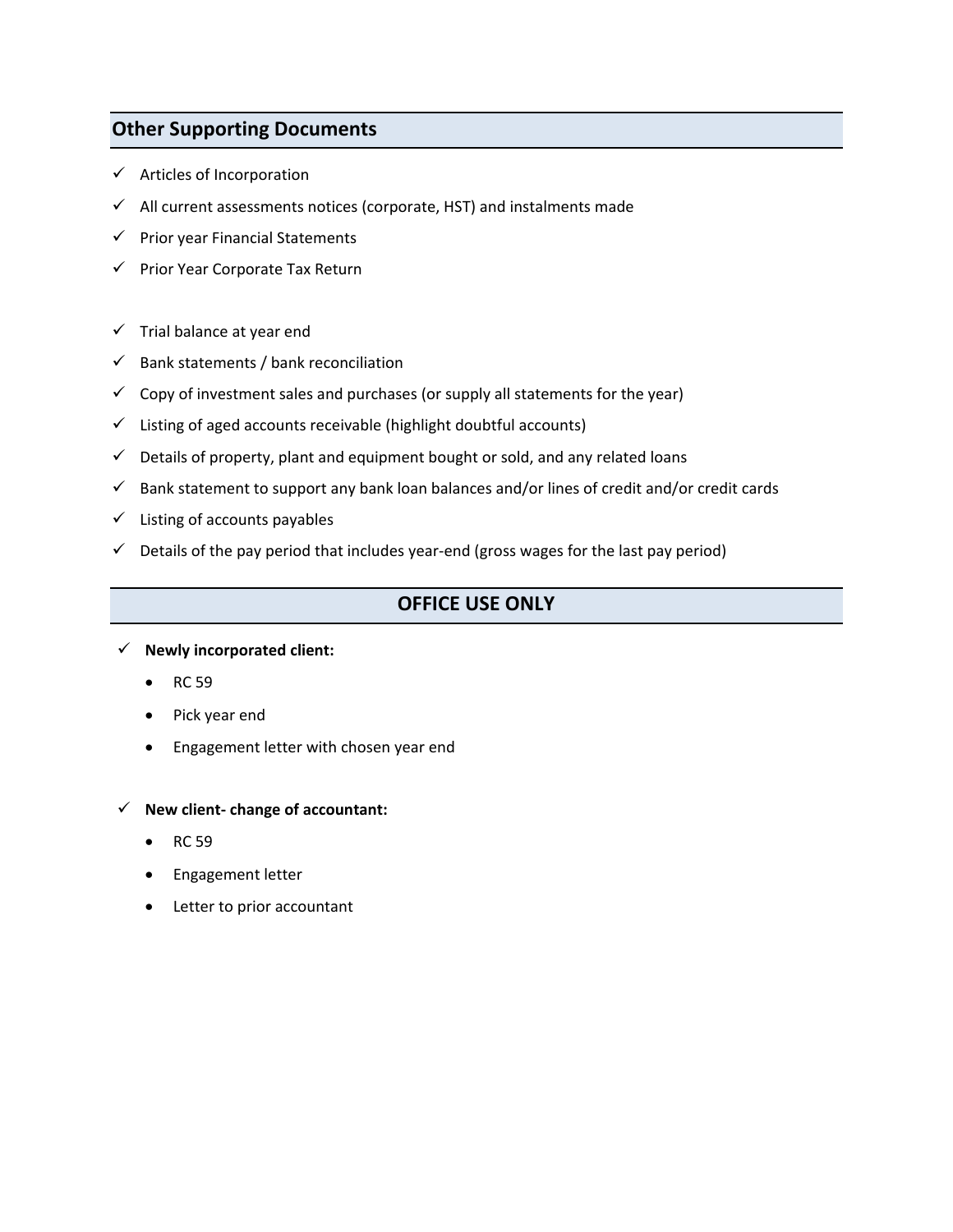## Other Supporting Documents

- ✓ Articles of Incorporation
- ✓ All current assessments notices (corporate, HST) and instalments made
- ✓ Prior year Financial Statements
- ✓ Prior Year Corporate Tax Return

- ✓ Trial balance at year end
- ✓ Bank statements / bank reconciliation
- ✓ Copy of investment sales and purchases (or supply all statements for the year)
- ✓ Listing of aged accounts receivable (highlight doubtful accounts)
- ✓ Details of property, plant and equipment bought or sold, and any related loans
- ✓ Bank statement to support any bank loan balances and/or lines of credit and/or credit cards
- ✓ Listing of accounts payables
- ✓ Details of the pay period that includes year-end (gross wages for the last pay period)

## OFFICE USE ONLY

- ✓ **Newly incorporated client:**
  - RC 59
  - Pick year end
  - Engagement letter with chosen year end

- ✓ **New client- change of accountant:**
  - RC 59
  - Engagement letter
  - Letter to prior accountant